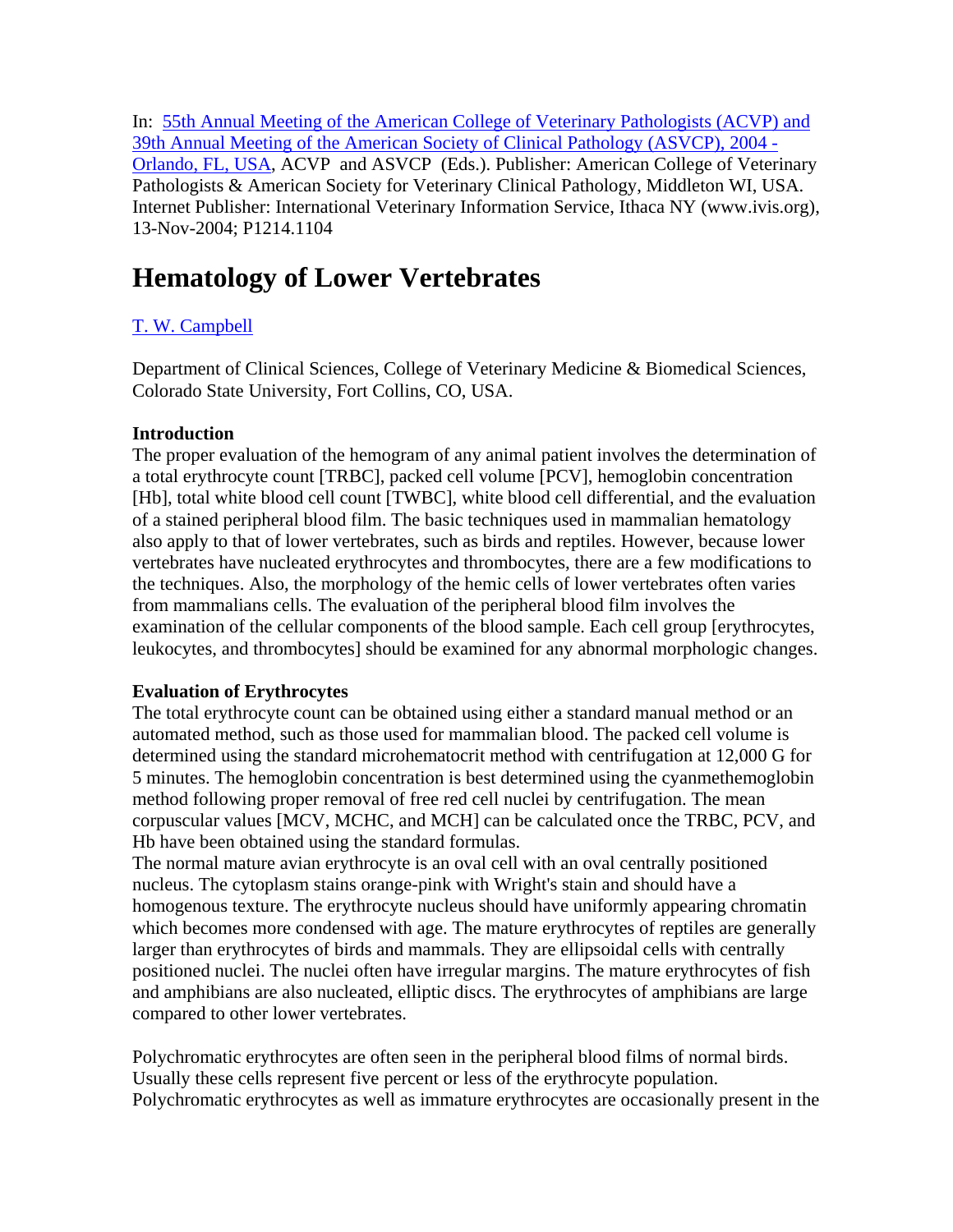In: [55th Annual Meeting of the American College of Veterinary Pathologists (ACVP) and 39th Annual Meeting of the American Society of Clinical Pathology (ASVCP), 2004 - Orlando, FL, USA], ACVP and ASVCP (Eds.). Publisher: American College of Veterinary Pathologists & American Society for Veterinary Clinical Pathology, Middleton WI, USA. Internet Publisher: International Veterinary Information Service, Ithaca NY (www.ivis.org), 13-Nov-2004; P1214.1104

# Hematology of Lower Vertebrates

T. W. Campbell

Department of Clinical Sciences, College of Veterinary Medicine & Biomedical Sciences, Colorado State University, Fort Collins, CO, USA.

**Introduction**

The proper evaluation of the hemogram of any animal patient involves the determination of a total erythrocyte count [TRBC], packed cell volume [PCV], hemoglobin concentration [Hb], total white blood cell count [TWBC], white blood cell differential, and the evaluation of a stained peripheral blood film. The basic techniques used in mammalian hematology also apply to that of lower vertebrates, such as birds and reptiles. However, because lower vertebrates have nucleated erythrocytes and thrombocytes, there are a few modifications to the techniques. Also, the morphology of the hemic cells of lower vertebrates often varies from mammalians cells. The evaluation of the peripheral blood film involves the examination of the cellular components of the blood sample. Each cell group [erythrocytes, leukocytes, and thrombocytes] should be examined for any abnormal morphologic changes.

**Evaluation of Erythrocytes**

The total erythrocyte count can be obtained using either a standard manual method or an automated method, such as those used for mammalian blood. The packed cell volume is determined using the standard microhematocrit method with centrifugation at 12,000 G for 5 minutes. The hemoglobin concentration is best determined using the cyanmethemoglobin method following proper removal of free red cell nuclei by centrifugation. The mean corpuscular values [MCV, MCHC, and MCH] can be calculated once the TRBC, PCV, and Hb have been obtained using the standard formulas.

The normal mature avian erythrocyte is an oval cell with an oval centrally positioned nucleus. The cytoplasm stains orange-pink with Wright's stain and should have a homogenous texture. The erythrocyte nucleus should have uniformly appearing chromatin which becomes more condensed with age. The mature erythrocytes of reptiles are generally larger than erythrocytes of birds and mammals. They are ellipsoidal cells with centrally positioned nuclei. The nuclei often have irregular margins. The mature erythrocytes of fish and amphibians are also nucleated, elliptic discs. The erythrocytes of amphibians are large compared to other lower vertebrates.

Polychromatic erythrocytes are often seen in the peripheral blood films of normal birds. Usually these cells represent five percent or less of the erythrocyte population. Polychromatic erythrocytes as well as immature erythrocytes are occasionally present in the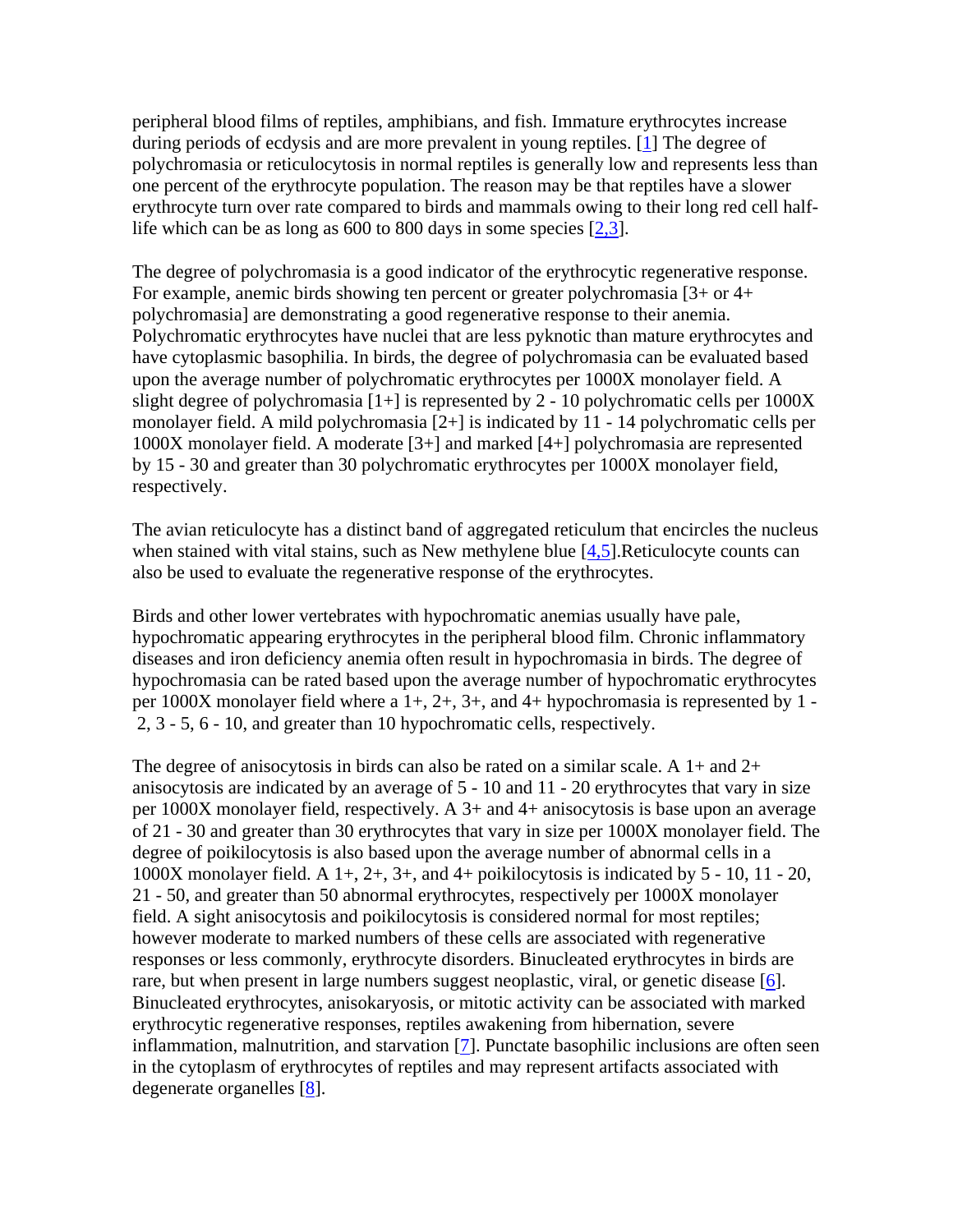peripheral blood films of reptiles, amphibians, and fish. Immature erythrocytes increase during periods of ecdysis and are more prevalent in young reptiles. [1] The degree of polychromasia or reticulocytosis in normal reptiles is generally low and represents less than one percent of the erythrocyte population. The reason may be that reptiles have a slower erythrocyte turn over rate compared to birds and mammals owing to their long red cell half-life which can be as long as 600 to 800 days in some species [2,3].

The degree of polychromasia is a good indicator of the erythrocytic regenerative response. For example, anemic birds showing ten percent or greater polychromasia [3+ or 4+ polychromasia] are demonstrating a good regenerative response to their anemia. Polychromatic erythrocytes have nuclei that are less pyknotic than mature erythrocytes and have cytoplasmic basophilia. In birds, the degree of polychromasia can be evaluated based upon the average number of polychromatic erythrocytes per 1000X monolayer field. A slight degree of polychromasia [1+] is represented by 2 - 10 polychromatic cells per 1000X monolayer field. A mild polychromasia [2+] is indicated by 11 - 14 polychromatic cells per 1000X monolayer field. A moderate [3+] and marked [4+] polychromasia are represented by 15 - 30 and greater than 30 polychromatic erythrocytes per 1000X monolayer field, respectively.

The avian reticulocyte has a distinct band of aggregated reticulum that encircles the nucleus when stained with vital stains, such as New methylene blue [4,5].Reticulocyte counts can also be used to evaluate the regenerative response of the erythrocytes.

Birds and other lower vertebrates with hypochromatic anemias usually have pale, hypochromatic appearing erythrocytes in the peripheral blood film. Chronic inflammatory diseases and iron deficiency anemia often result in hypochromasia in birds. The degree of hypochromasia can be rated based upon the average number of hypochromatic erythrocytes per 1000X monolayer field where a 1+, 2+, 3+, and 4+ hypochromasia is represented by 1 - 2, 3 - 5, 6 - 10, and greater than 10 hypochromatic cells, respectively.

The degree of anisocytosis in birds can also be rated on a similar scale. A 1+ and 2+ anisocytosis are indicated by an average of 5 - 10 and 11 - 20 erythrocytes that vary in size per 1000X monolayer field, respectively. A 3+ and 4+ anisocytosis is base upon an average of 21 - 30 and greater than 30 erythrocytes that vary in size per 1000X monolayer field. The degree of poikilocytosis is also based upon the average number of abnormal cells in a 1000X monolayer field. A 1+, 2+, 3+, and 4+ poikilocytosis is indicated by 5 - 10, 11 - 20, 21 - 50, and greater than 50 abnormal erythrocytes, respectively per 1000X monolayer field. A sight anisocytosis and poikilocytosis is considered normal for most reptiles; however moderate to marked numbers of these cells are associated with regenerative responses or less commonly, erythrocyte disorders. Binucleated erythrocytes in birds are rare, but when present in large numbers suggest neoplastic, viral, or genetic disease [6]. Binucleated erythrocytes, anisokaryosis, or mitotic activity can be associated with marked erythrocytic regenerative responses, reptiles awakening from hibernation, severe inflammation, malnutrition, and starvation [7]. Punctate basophilic inclusions are often seen in the cytoplasm of erythrocytes of reptiles and may represent artifacts associated with degenerate organelles [8].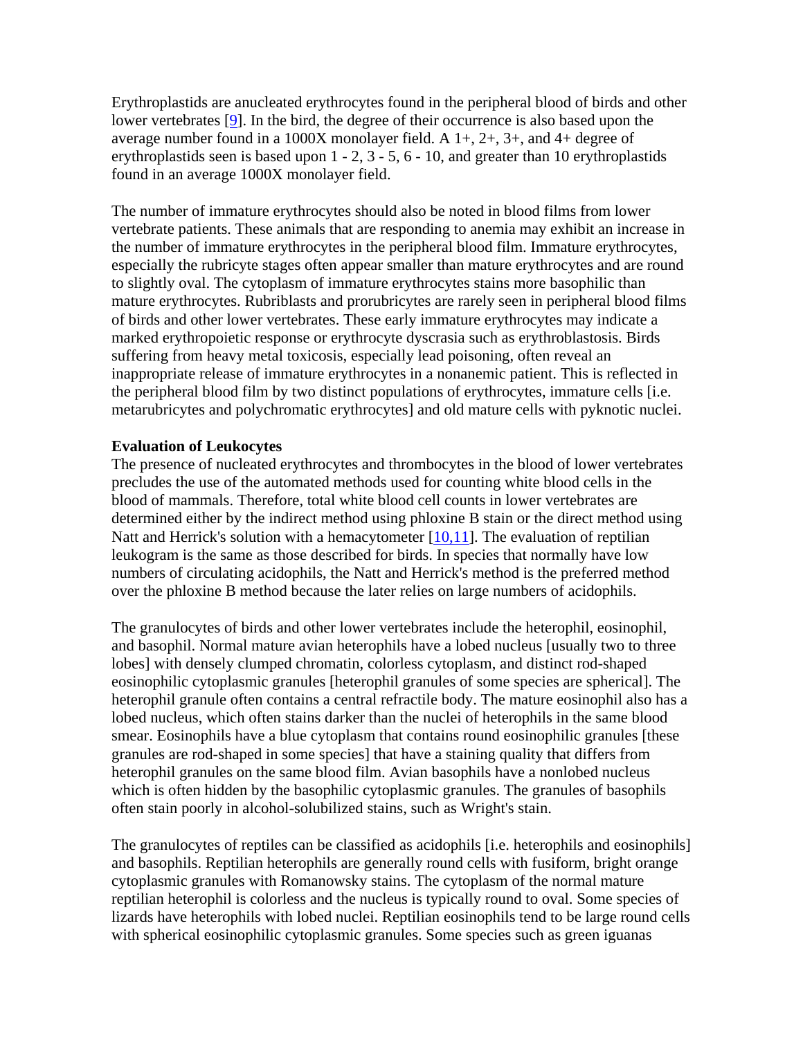Erythroplastids are anucleated erythrocytes found in the peripheral blood of birds and other lower vertebrates [9]. In the bird, the degree of their occurrence is also based upon the average number found in a 1000X monolayer field. A 1+, 2+, 3+, and 4+ degree of erythroplastids seen is based upon 1 - 2, 3 - 5, 6 - 10, and greater than 10 erythroplastids found in an average 1000X monolayer field.

The number of immature erythrocytes should also be noted in blood films from lower vertebrate patients. These animals that are responding to anemia may exhibit an increase in the number of immature erythrocytes in the peripheral blood film. Immature erythrocytes, especially the rubricyte stages often appear smaller than mature erythrocytes and are round to slightly oval. The cytoplasm of immature erythrocytes stains more basophilic than mature erythrocytes. Rubriblasts and prorubricytes are rarely seen in peripheral blood films of birds and other lower vertebrates. These early immature erythrocytes may indicate a marked erythropoietic response or erythrocyte dyscrasia such as erythroblastosis. Birds suffering from heavy metal toxicosis, especially lead poisoning, often reveal an inappropriate release of immature erythrocytes in a nonanemic patient. This is reflected in the peripheral blood film by two distinct populations of erythrocytes, immature cells [i.e. metarubricytes and polychromatic erythrocytes] and old mature cells with pyknotic nuclei.

**Evaluation of Leukocytes**

The presence of nucleated erythrocytes and thrombocytes in the blood of lower vertebrates precludes the use of the automated methods used for counting white blood cells in the blood of mammals. Therefore, total white blood cell counts in lower vertebrates are determined either by the indirect method using phloxine B stain or the direct method using Natt and Herrick's solution with a hemacytometer [10,11]. The evaluation of reptilian leukogram is the same as those described for birds. In species that normally have low numbers of circulating acidophils, the Natt and Herrick's method is the preferred method over the phloxine B method because the later relies on large numbers of acidophils.

The granulocytes of birds and other lower vertebrates include the heterophil, eosinophil, and basophil. Normal mature avian heterophils have a lobed nucleus [usually two to three lobes] with densely clumped chromatin, colorless cytoplasm, and distinct rod-shaped eosinophilic cytoplasmic granules [heterophil granules of some species are spherical]. The heterophil granule often contains a central refractile body. The mature eosinophil also has a lobed nucleus, which often stains darker than the nuclei of heterophils in the same blood smear. Eosinophils have a blue cytoplasm that contains round eosinophilic granules [these granules are rod-shaped in some species] that have a staining quality that differs from heterophil granules on the same blood film. Avian basophils have a nonlobed nucleus which is often hidden by the basophilic cytoplasmic granules. The granules of basophils often stain poorly in alcohol-solubilized stains, such as Wright's stain.

The granulocytes of reptiles can be classified as acidophils [i.e. heterophils and eosinophils] and basophils. Reptilian heterophils are generally round cells with fusiform, bright orange cytoplasmic granules with Romanowsky stains. The cytoplasm of the normal mature reptilian heterophil is colorless and the nucleus is typically round to oval. Some species of lizards have heterophils with lobed nuclei. Reptilian eosinophils tend to be large round cells with spherical eosinophilic cytoplasmic granules. Some species such as green iguanas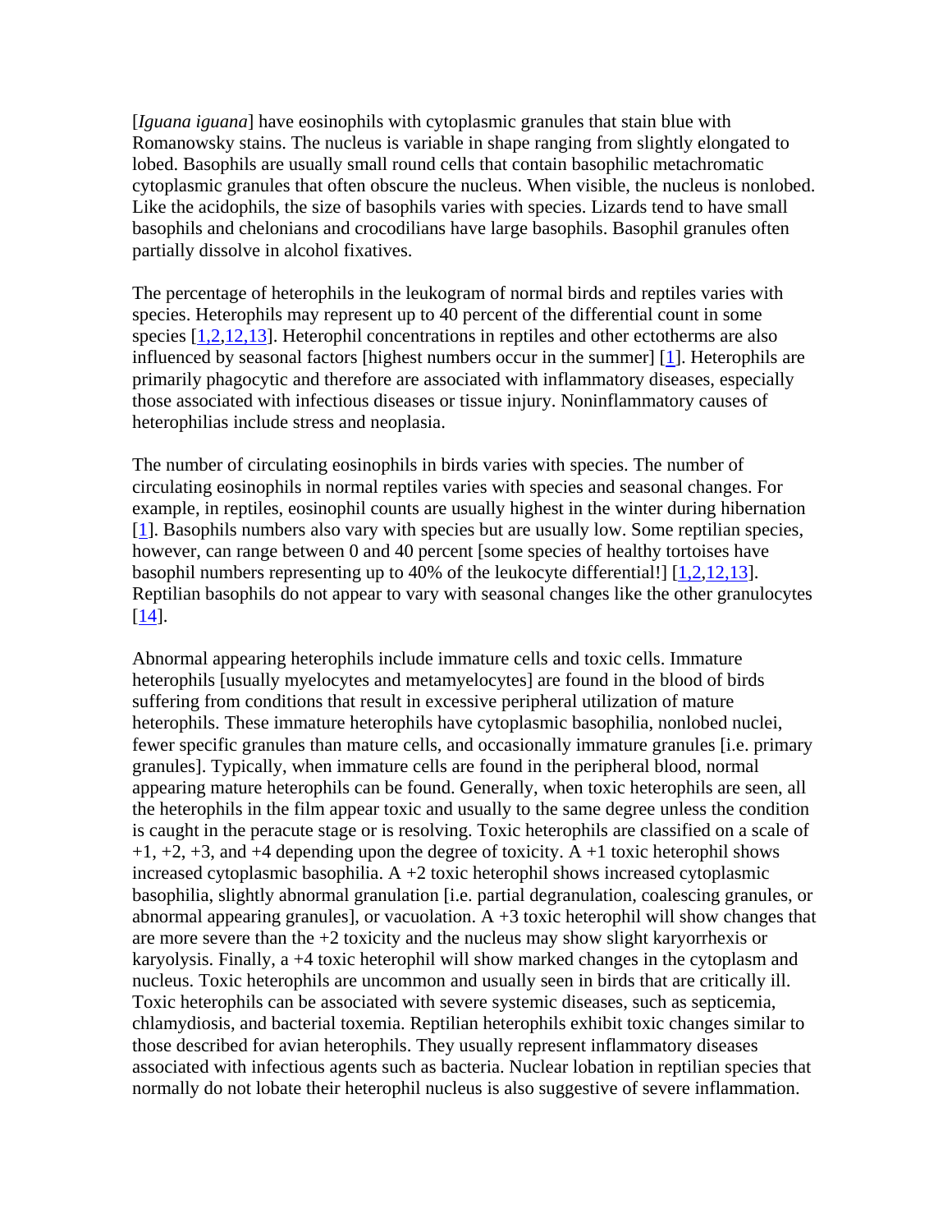[*Iguana iguana*] have eosinophils with cytoplasmic granules that stain blue with Romanowsky stains. The nucleus is variable in shape ranging from slightly elongated to lobed. Basophils are usually small round cells that contain basophilic metachromatic cytoplasmic granules that often obscure the nucleus. When visible, the nucleus is nonlobed. Like the acidophils, the size of basophils varies with species. Lizards tend to have small basophils and chelonians and crocodilians have large basophils. Basophil granules often partially dissolve in alcohol fixatives.

The percentage of heterophils in the leukogram of normal birds and reptiles varies with species. Heterophils may represent up to 40 percent of the differential count in some species [1,2,12,13]. Heterophil concentrations in reptiles and other ectotherms are also influenced by seasonal factors [highest numbers occur in the summer] [1]. Heterophils are primarily phagocytic and therefore are associated with inflammatory diseases, especially those associated with infectious diseases or tissue injury. Noninflammatory causes of heterophilias include stress and neoplasia.

The number of circulating eosinophils in birds varies with species. The number of circulating eosinophils in normal reptiles varies with species and seasonal changes. For example, in reptiles, eosinophil counts are usually highest in the winter during hibernation [1]. Basophils numbers also vary with species but are usually low. Some reptilian species, however, can range between 0 and 40 percent [some species of healthy tortoises have basophil numbers representing up to 40% of the leukocyte differential!] [1,2,12,13]. Reptilian basophils do not appear to vary with seasonal changes like the other granulocytes [14].

Abnormal appearing heterophils include immature cells and toxic cells. Immature heterophils [usually myelocytes and metamyelocytes] are found in the blood of birds suffering from conditions that result in excessive peripheral utilization of mature heterophils. These immature heterophils have cytoplasmic basophilia, nonlobed nuclei, fewer specific granules than mature cells, and occasionally immature granules [i.e. primary granules]. Typically, when immature cells are found in the peripheral blood, normal appearing mature heterophils can be found. Generally, when toxic heterophils are seen, all the heterophils in the film appear toxic and usually to the same degree unless the condition is caught in the peracute stage or is resolving. Toxic heterophils are classified on a scale of +1, +2, +3, and +4 depending upon the degree of toxicity. A +1 toxic heterophil shows increased cytoplasmic basophilia. A +2 toxic heterophil shows increased cytoplasmic basophilia, slightly abnormal granulation [i.e. partial degranulation, coalescing granules, or abnormal appearing granules], or vacuolation. A +3 toxic heterophil will show changes that are more severe than the +2 toxicity and the nucleus may show slight karyorrhexis or karyolysis. Finally, a +4 toxic heterophil will show marked changes in the cytoplasm and nucleus. Toxic heterophils are uncommon and usually seen in birds that are critically ill. Toxic heterophils can be associated with severe systemic diseases, such as septicemia, chlamydiosis, and bacterial toxemia. Reptilian heterophils exhibit toxic changes similar to those described for avian heterophils. They usually represent inflammatory diseases associated with infectious agents such as bacteria. Nuclear lobation in reptilian species that normally do not lobate their heterophil nucleus is also suggestive of severe inflammation.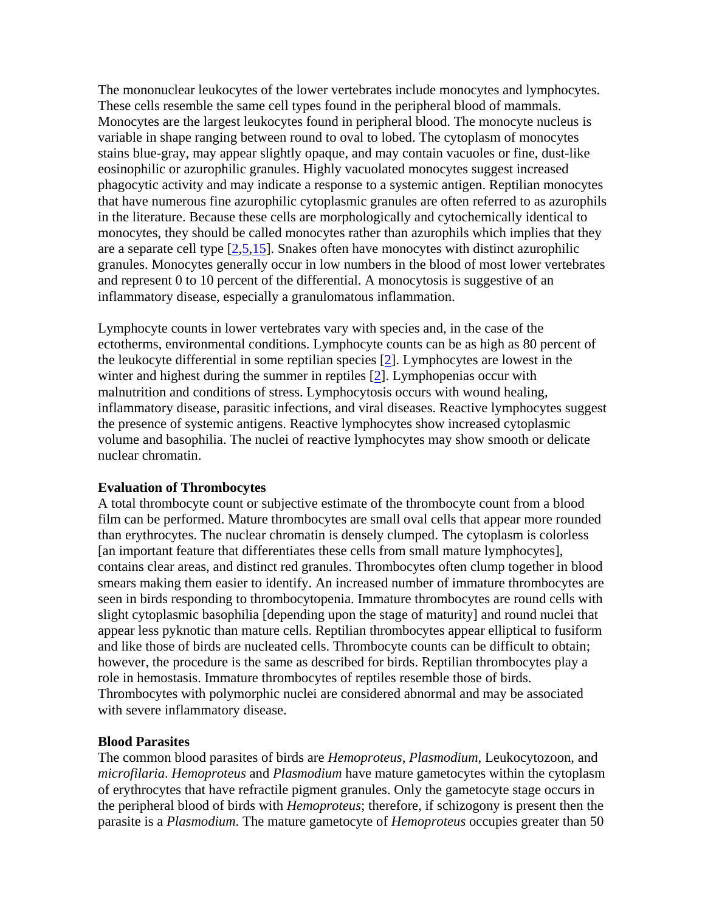The mononuclear leukocytes of the lower vertebrates include monocytes and lymphocytes. These cells resemble the same cell types found in the peripheral blood of mammals. Monocytes are the largest leukocytes found in peripheral blood. The monocyte nucleus is variable in shape ranging between round to oval to lobed. The cytoplasm of monocytes stains blue-gray, may appear slightly opaque, and may contain vacuoles or fine, dust-like eosinophilic or azurophilic granules. Highly vacuolated monocytes suggest increased phagocytic activity and may indicate a response to a systemic antigen. Reptilian monocytes that have numerous fine azurophilic cytoplasmic granules are often referred to as azurophils in the literature. Because these cells are morphologically and cytochemically identical to monocytes, they should be called monocytes rather than azurophils which implies that they are a separate cell type [2,5,15]. Snakes often have monocytes with distinct azurophilic granules. Monocytes generally occur in low numbers in the blood of most lower vertebrates and represent 0 to 10 percent of the differential. A monocytosis is suggestive of an inflammatory disease, especially a granulomatous inflammation.

Lymphocyte counts in lower vertebrates vary with species and, in the case of the ectotherms, environmental conditions. Lymphocyte counts can be as high as 80 percent of the leukocyte differential in some reptilian species [2]. Lymphocytes are lowest in the winter and highest during the summer in reptiles [2]. Lymphopenias occur with malnutrition and conditions of stress. Lymphocytosis occurs with wound healing, inflammatory disease, parasitic infections, and viral diseases. Reactive lymphocytes suggest the presence of systemic antigens. Reactive lymphocytes show increased cytoplasmic volume and basophilia. The nuclei of reactive lymphocytes may show smooth or delicate nuclear chromatin.

**Evaluation of Thrombocytes**

A total thrombocyte count or subjective estimate of the thrombocyte count from a blood film can be performed. Mature thrombocytes are small oval cells that appear more rounded than erythrocytes. The nuclear chromatin is densely clumped. The cytoplasm is colorless [an important feature that differentiates these cells from small mature lymphocytes], contains clear areas, and distinct red granules. Thrombocytes often clump together in blood smears making them easier to identify. An increased number of immature thrombocytes are seen in birds responding to thrombocytopenia. Immature thrombocytes are round cells with slight cytoplasmic basophilia [depending upon the stage of maturity] and round nuclei that appear less pyknotic than mature cells. Reptilian thrombocytes appear elliptical to fusiform and like those of birds are nucleated cells. Thrombocyte counts can be difficult to obtain; however, the procedure is the same as described for birds. Reptilian thrombocytes play a role in hemostasis. Immature thrombocytes of reptiles resemble those of birds. Thrombocytes with polymorphic nuclei are considered abnormal and may be associated with severe inflammatory disease.

**Blood Parasites**

The common blood parasites of birds are *Hemoproteus*, *Plasmodium*, Leukocytozoon, and *microfilaria*. *Hemoproteus* and *Plasmodium* have mature gametocytes within the cytoplasm of erythrocytes that have refractile pigment granules. Only the gametocyte stage occurs in the peripheral blood of birds with *Hemoproteus*; therefore, if schizogony is present then the parasite is a *Plasmodium*. The mature gametocyte of *Hemoproteus* occupies greater than 50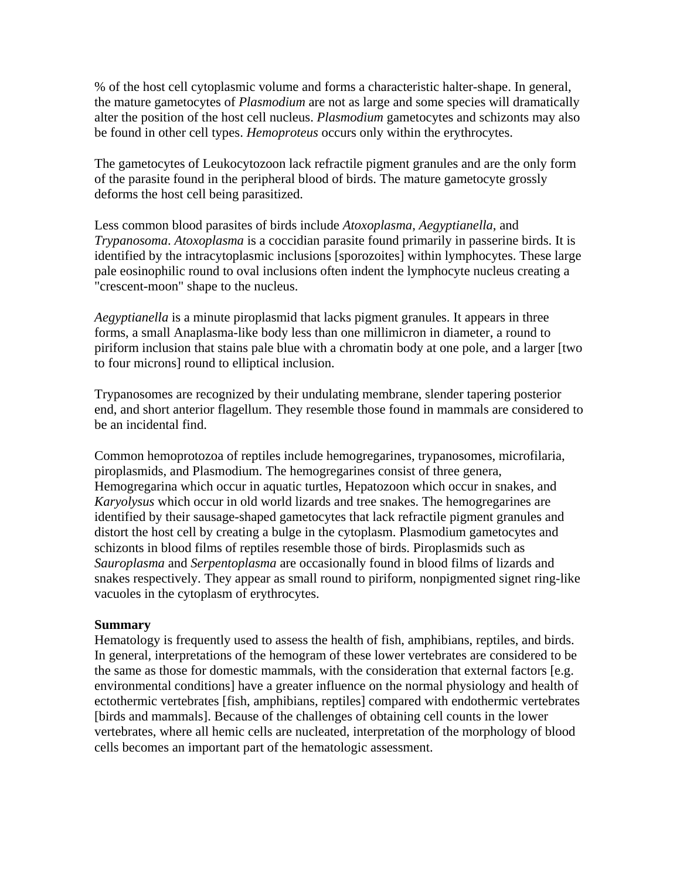% of the host cell cytoplasmic volume and forms a characteristic halter-shape. In general, the mature gametocytes of *Plasmodium* are not as large and some species will dramatically alter the position of the host cell nucleus. *Plasmodium* gametocytes and schizonts may also be found in other cell types. *Hemoproteus* occurs only within the erythrocytes.

The gametocytes of Leukocytozoon lack refractile pigment granules and are the only form of the parasite found in the peripheral blood of birds. The mature gametocyte grossly deforms the host cell being parasitized.

Less common blood parasites of birds include *Atoxoplasma*, *Aegyptianella*, and *Trypanosoma*. *Atoxoplasma* is a coccidian parasite found primarily in passerine birds. It is identified by the intracytoplasmic inclusions [sporozoites] within lymphocytes. These large pale eosinophilic round to oval inclusions often indent the lymphocyte nucleus creating a "crescent-moon" shape to the nucleus.

*Aegyptianella* is a minute piroplasmid that lacks pigment granules. It appears in three forms, a small Anaplasma-like body less than one millimicron in diameter, a round to piriform inclusion that stains pale blue with a chromatin body at one pole, and a larger [two to four microns] round to elliptical inclusion.

Trypanosomes are recognized by their undulating membrane, slender tapering posterior end, and short anterior flagellum. They resemble those found in mammals are considered to be an incidental find.

Common hemoprotozoa of reptiles include hemogregarines, trypanosomes, microfilaria, piroplasmids, and Plasmodium. The hemogregarines consist of three genera, Hemogregarina which occur in aquatic turtles, Hepatozoon which occur in snakes, and *Karyolysus* which occur in old world lizards and tree snakes. The hemogregarines are identified by their sausage-shaped gametocytes that lack refractile pigment granules and distort the host cell by creating a bulge in the cytoplasm. Plasmodium gametocytes and schizonts in blood films of reptiles resemble those of birds. Piroplasmids such as *Sauroplasma* and *Serpentoplasma* are occasionally found in blood films of lizards and snakes respectively. They appear as small round to piriform, nonpigmented signet ring-like vacuoles in the cytoplasm of erythrocytes.

**Summary**

Hematology is frequently used to assess the health of fish, amphibians, reptiles, and birds. In general, interpretations of the hemogram of these lower vertebrates are considered to be the same as those for domestic mammals, with the consideration that external factors [e.g. environmental conditions] have a greater influence on the normal physiology and health of ectothermic vertebrates [fish, amphibians, reptiles] compared with endothermic vertebrates [birds and mammals]. Because of the challenges of obtaining cell counts in the lower vertebrates, where all hemic cells are nucleated, interpretation of the morphology of blood cells becomes an important part of the hematologic assessment.